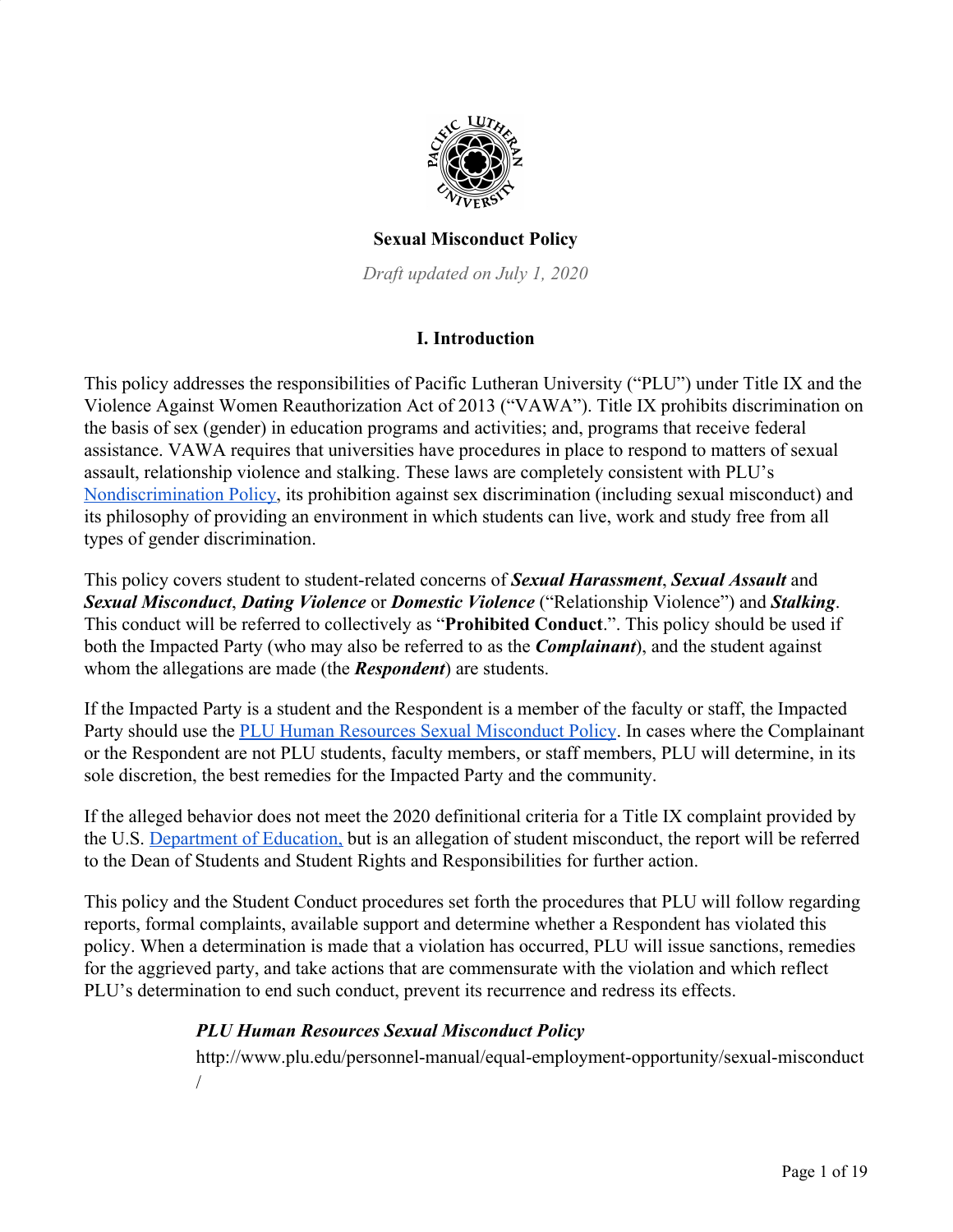# Sexual Misconduct Policy

*Draft updated on July 1, 2020*

## I. Introduction

This policy addresses the responsibilities of Pacific Lutheran University ("PLU") under Title IX and the Violence Against Women Reauthorization Act of 2013 ("VAWA"). Title IX prohibits discrimination on the basis of sex (gender) in education programs and activities; and, programs that receive federal assistance. VAWA requires that universities have procedures in place to respond to matters of sexual assault, relationship violence and stalking. These laws are completely consistent with PLU's Nondiscrimination Policy, its prohibition against sex discrimination (including sexual misconduct) and its philosophy of providing an environment in which students can live, work and study free from all types of gender discrimination.

This policy covers student to student-related concerns of ***Sexual Harassment***, ***Sexual Assault*** and ***Sexual Misconduct***, ***Dating Violence*** or ***Domestic Violence*** ("Relationship Violence") and ***Stalking***. This conduct will be referred to collectively as "**Prohibited Conduct**.". This policy should be used if both the Impacted Party (who may also be referred to as the ***Complainant***), and the student against whom the allegations are made (the ***Respondent***) are students.

If the Impacted Party is a student and the Respondent is a member of the faculty or staff, the Impacted Party should use the PLU Human Resources Sexual Misconduct Policy. In cases where the Complainant or the Respondent are not PLU students, faculty members, or staff members, PLU will determine, in its sole discretion, the best remedies for the Impacted Party and the community.

If the alleged behavior does not meet the 2020 definitional criteria for a Title IX complaint provided by the U.S. Department of Education, but is an allegation of student misconduct, the report will be referred to the Dean of Students and Student Rights and Responsibilities for further action.

This policy and the Student Conduct procedures set forth the procedures that PLU will follow regarding reports, formal complaints, available support and determine whether a Respondent has violated this policy. When a determination is made that a violation has occurred, PLU will issue sanctions, remedies for the aggrieved party, and take actions that are commensurate with the violation and which reflect PLU's determination to end such conduct, prevent its recurrence and redress its effects.

> ***PLU Human Resources Sexual Misconduct Policy***
>
> http://www.plu.edu/personnel-manual/equal-employment-opportunity/sexual-misconduct/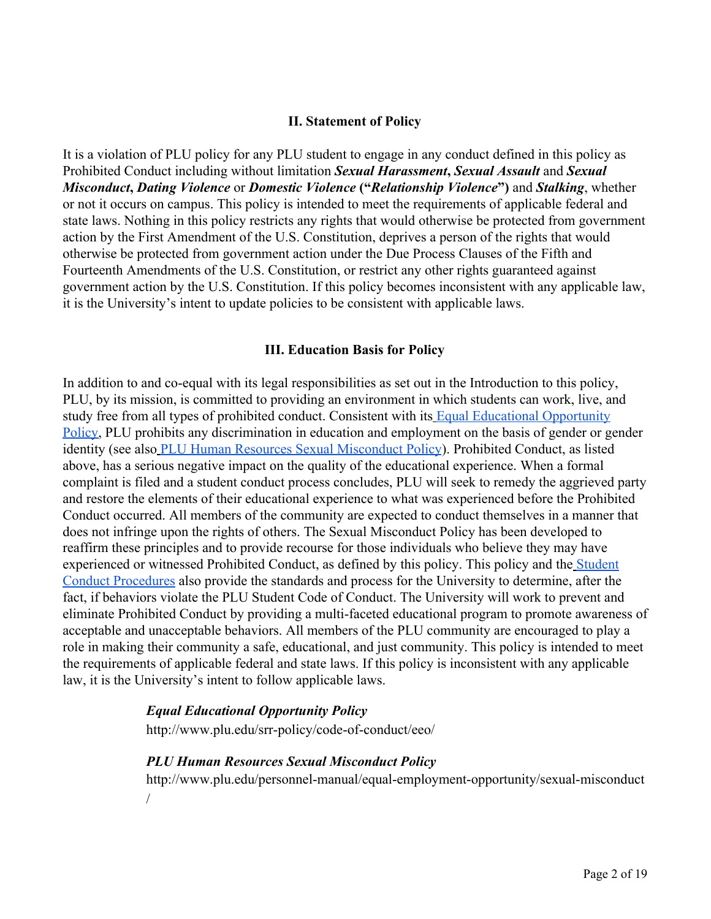## II. Statement of Policy

It is a violation of PLU policy for any PLU student to engage in any conduct defined in this policy as Prohibited Conduct including without limitation ***Sexual Harassment*****,** ***Sexual Assault*** and ***Sexual Misconduct*****,** ***Dating Violence*** or ***Domestic Violence*** **("*****Relationship Violence*****")** and ***Stalking***, whether or not it occurs on campus. This policy is intended to meet the requirements of applicable federal and state laws. Nothing in this policy restricts any rights that would otherwise be protected from government action by the First Amendment of the U.S. Constitution, deprives a person of the rights that would otherwise be protected from government action under the Due Process Clauses of the Fifth and Fourteenth Amendments of the U.S. Constitution, or restrict any other rights guaranteed against government action by the U.S. Constitution. If this policy becomes inconsistent with any applicable law, it is the University's intent to update policies to be consistent with applicable laws.

## III. Education Basis for Policy

In addition to and co-equal with its legal responsibilities as set out in the Introduction to this policy, PLU, by its mission, is committed to providing an environment in which students can work, live, and study free from all types of prohibited conduct. Consistent with its Equal Educational Opportunity Policy, PLU prohibits any discrimination in education and employment on the basis of gender or gender identity (see also PLU Human Resources Sexual Misconduct Policy). Prohibited Conduct, as listed above, has a serious negative impact on the quality of the educational experience. When a formal complaint is filed and a student conduct process concludes, PLU will seek to remedy the aggrieved party and restore the elements of their educational experience to what was experienced before the Prohibited Conduct occurred. All members of the community are expected to conduct themselves in a manner that does not infringe upon the rights of others. The Sexual Misconduct Policy has been developed to reaffirm these principles and to provide recourse for those individuals who believe they may have experienced or witnessed Prohibited Conduct, as defined by this policy. This policy and the Student Conduct Procedures also provide the standards and process for the University to determine, after the fact, if behaviors violate the PLU Student Code of Conduct. The University will work to prevent and eliminate Prohibited Conduct by providing a multi-faceted educational program to promote awareness of acceptable and unacceptable behaviors. All members of the PLU community are encouraged to play a role in making their community a safe, educational, and just community. This policy is intended to meet the requirements of applicable federal and state laws. If this policy is inconsistent with any applicable law, it is the University's intent to follow applicable laws.

> ***Equal Educational Opportunity Policy***
> http://www.plu.edu/srr-policy/code-of-conduct/eeo/
>
> ***PLU Human Resources Sexual Misconduct Policy***
> http://www.plu.edu/personnel-manual/equal-employment-opportunity/sexual-misconduct/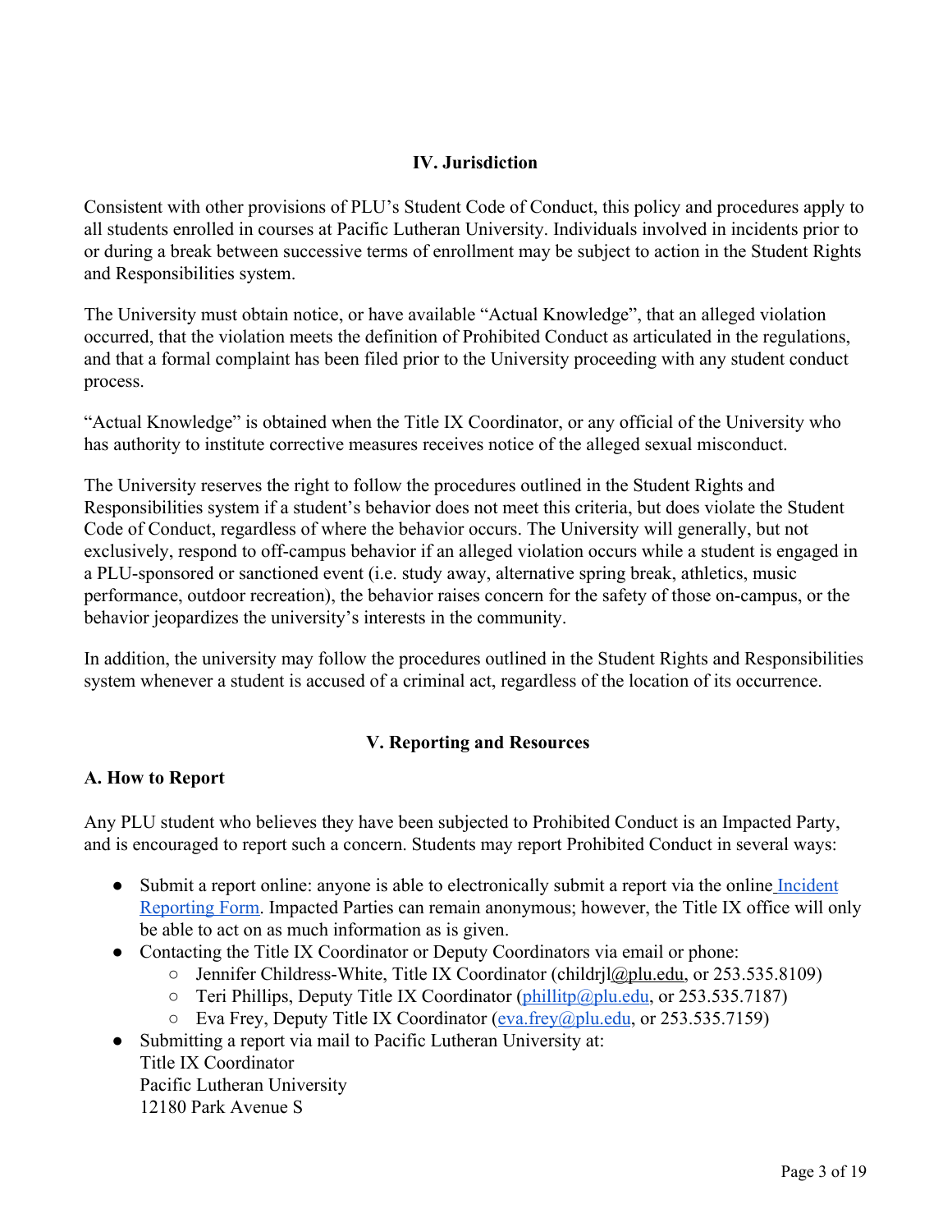## IV. Jurisdiction

Consistent with other provisions of PLU's Student Code of Conduct, this policy and procedures apply to all students enrolled in courses at Pacific Lutheran University. Individuals involved in incidents prior to or during a break between successive terms of enrollment may be subject to action in the Student Rights and Responsibilities system.

The University must obtain notice, or have available "Actual Knowledge", that an alleged violation occurred, that the violation meets the definition of Prohibited Conduct as articulated in the regulations, and that a formal complaint has been filed prior to the University proceeding with any student conduct process.

"Actual Knowledge" is obtained when the Title IX Coordinator, or any official of the University who has authority to institute corrective measures receives notice of the alleged sexual misconduct.

The University reserves the right to follow the procedures outlined in the Student Rights and Responsibilities system if a student's behavior does not meet this criteria, but does violate the Student Code of Conduct, regardless of where the behavior occurs. The University will generally, but not exclusively, respond to off-campus behavior if an alleged violation occurs while a student is engaged in a PLU-sponsored or sanctioned event (i.e. study away, alternative spring break, athletics, music performance, outdoor recreation), the behavior raises concern for the safety of those on-campus, or the behavior jeopardizes the university's interests in the community.

In addition, the university may follow the procedures outlined in the Student Rights and Responsibilities system whenever a student is accused of a criminal act, regardless of the location of its occurrence.

## V. Reporting and Resources

### A. How to Report

Any PLU student who believes they have been subjected to Prohibited Conduct is an Impacted Party, and is encouraged to report such a concern. Students may report Prohibited Conduct in several ways:

- Submit a report online: anyone is able to electronically submit a report via the online Incident Reporting Form. Impacted Parties can remain anonymous; however, the Title IX office will only be able to act on as much information as is given.
- Contacting the Title IX Coordinator or Deputy Coordinators via email or phone:
  - Jennifer Childress-White, Title IX Coordinator (childrjl@plu.edu, or 253.535.8109)
  - Teri Phillips, Deputy Title IX Coordinator (phillitp@plu.edu, or 253.535.7187)
  - Eva Frey, Deputy Title IX Coordinator (eva.frey@plu.edu, or 253.535.7159)
- Submitting a report via mail to Pacific Lutheran University at:  
  Title IX Coordinator  
  Pacific Lutheran University  
  12180 Park Avenue S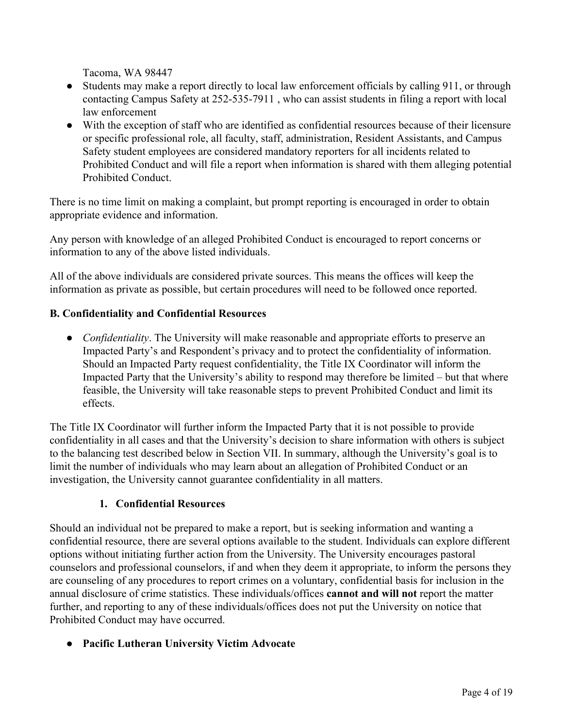Tacoma, WA 98447

- Students may make a report directly to local law enforcement officials by calling 911, or through contacting Campus Safety at 252-535-7911 , who can assist students in filing a report with local law enforcement
- With the exception of staff who are identified as confidential resources because of their licensure or specific professional role, all faculty, staff, administration, Resident Assistants, and Campus Safety student employees are considered mandatory reporters for all incidents related to Prohibited Conduct and will file a report when information is shared with them alleging potential Prohibited Conduct.

There is no time limit on making a complaint, but prompt reporting is encouraged in order to obtain appropriate evidence and information.

Any person with knowledge of an alleged Prohibited Conduct is encouraged to report concerns or information to any of the above listed individuals.

All of the above individuals are considered private sources. This means the offices will keep the information as private as possible, but certain procedures will need to be followed once reported.

### B. Confidentiality and Confidential Resources

- *Confidentiality*. The University will make reasonable and appropriate efforts to preserve an Impacted Party's and Respondent's privacy and to protect the confidentiality of information. Should an Impacted Party request confidentiality, the Title IX Coordinator will inform the Impacted Party that the University's ability to respond may therefore be limited – but that where feasible, the University will take reasonable steps to prevent Prohibited Conduct and limit its effects.

The Title IX Coordinator will further inform the Impacted Party that it is not possible to provide confidentiality in all cases and that the University's decision to share information with others is subject to the balancing test described below in Section VII. In summary, although the University's goal is to limit the number of individuals who may learn about an allegation of Prohibited Conduct or an investigation, the University cannot guarantee confidentiality in all matters.

#### 1. Confidential Resources

Should an individual not be prepared to make a report, but is seeking information and wanting a confidential resource, there are several options available to the student. Individuals can explore different options without initiating further action from the University. The University encourages pastoral counselors and professional counselors, if and when they deem it appropriate, to inform the persons they are counseling of any procedures to report crimes on a voluntary, confidential basis for inclusion in the annual disclosure of crime statistics. These individuals/offices **cannot and will not** report the matter further, and reporting to any of these individuals/offices does not put the University on notice that Prohibited Conduct may have occurred.

- **Pacific Lutheran University Victim Advocate**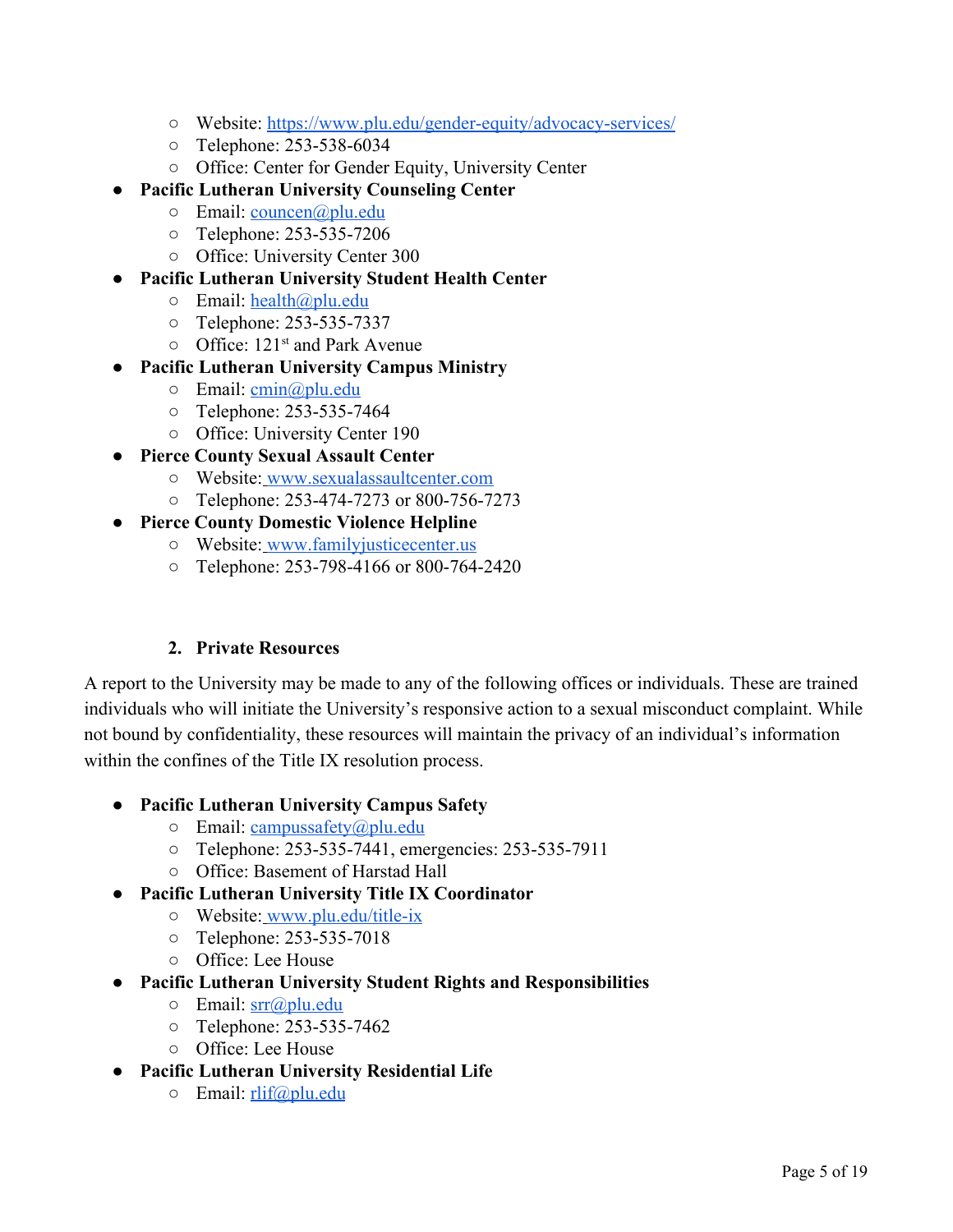- Website: https://www.plu.edu/gender-equity/advocacy-services/
    - Telephone: 253-538-6034
    - Office: Center for Gender Equity, University Center
- **Pacific Lutheran University Counseling Center**
    - Email: councen@plu.edu
    - Telephone: 253-535-7206
    - Office: University Center 300
- **Pacific Lutheran University Student Health Center**
    - Email: health@plu.edu
    - Telephone: 253-535-7337
    - Office: 121st and Park Avenue
- **Pacific Lutheran University Campus Ministry**
    - Email: cmin@plu.edu
    - Telephone: 253-535-7464
    - Office: University Center 190
- **Pierce County Sexual Assault Center**
    - Website: www.sexualassaultcenter.com
    - Telephone: 253-474-7273 or 800-756-7273
- **Pierce County Domestic Violence Helpline**
    - Website: www.familyjusticecenter.us
    - Telephone: 253-798-4166 or 800-764-2420

### 2. Private Resources

A report to the University may be made to any of the following offices or individuals. These are trained individuals who will initiate the University's responsive action to a sexual misconduct complaint. While not bound by confidentiality, these resources will maintain the privacy of an individual's information within the confines of the Title IX resolution process.

- **Pacific Lutheran University Campus Safety**
    - Email: campussafety@plu.edu
    - Telephone: 253-535-7441, emergencies: 253-535-7911
    - Office: Basement of Harstad Hall
- **Pacific Lutheran University Title IX Coordinator**
    - Website: www.plu.edu/title-ix
    - Telephone: 253-535-7018
    - Office: Lee House
- **Pacific Lutheran University Student Rights and Responsibilities**
    - Email: srr@plu.edu
    - Telephone: 253-535-7462
    - Office: Lee House
- **Pacific Lutheran University Residential Life**
    - Email: rlif@plu.edu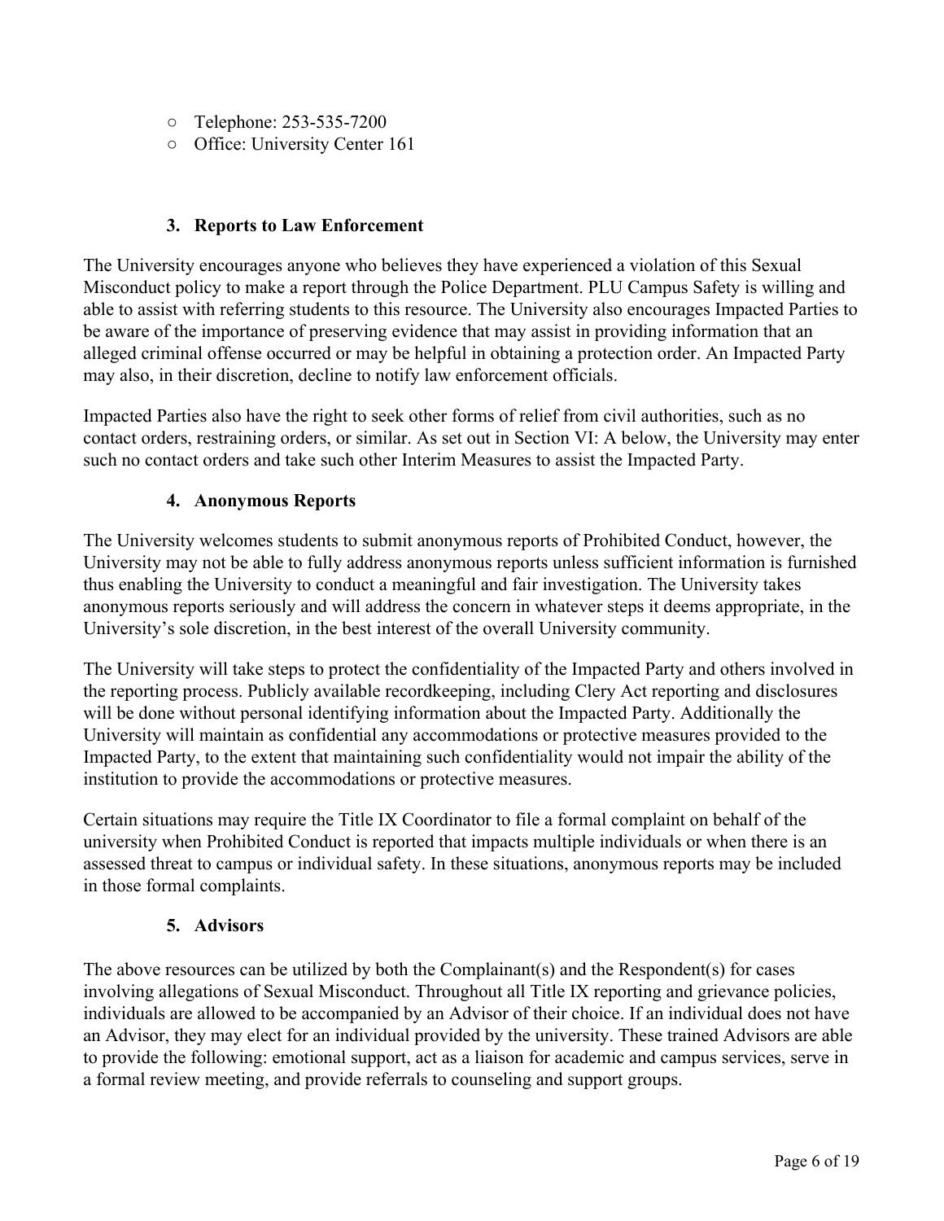- Telephone: 253-535-7200
- Office: University Center 161

### 3. Reports to Law Enforcement

The University encourages anyone who believes they have experienced a violation of this Sexual Misconduct policy to make a report through the Police Department. PLU Campus Safety is willing and able to assist with referring students to this resource. The University also encourages Impacted Parties to be aware of the importance of preserving evidence that may assist in providing information that an alleged criminal offense occurred or may be helpful in obtaining a protection order. An Impacted Party may also, in their discretion, decline to notify law enforcement officials.

Impacted Parties also have the right to seek other forms of relief from civil authorities, such as no contact orders, restraining orders, or similar. As set out in Section VI: A below, the University may enter such no contact orders and take such other Interim Measures to assist the Impacted Party.

### 4. Anonymous Reports

The University welcomes students to submit anonymous reports of Prohibited Conduct, however, the University may not be able to fully address anonymous reports unless sufficient information is furnished thus enabling the University to conduct a meaningful and fair investigation. The University takes anonymous reports seriously and will address the concern in whatever steps it deems appropriate, in the University's sole discretion, in the best interest of the overall University community.

The University will take steps to protect the confidentiality of the Impacted Party and others involved in the reporting process. Publicly available recordkeeping, including Clery Act reporting and disclosures will be done without personal identifying information about the Impacted Party. Additionally the University will maintain as confidential any accommodations or protective measures provided to the Impacted Party, to the extent that maintaining such confidentiality would not impair the ability of the institution to provide the accommodations or protective measures.

Certain situations may require the Title IX Coordinator to file a formal complaint on behalf of the university when Prohibited Conduct is reported that impacts multiple individuals or when there is an assessed threat to campus or individual safety. In these situations, anonymous reports may be included in those formal complaints.

### 5. Advisors

The above resources can be utilized by both the Complainant(s) and the Respondent(s) for cases involving allegations of Sexual Misconduct. Throughout all Title IX reporting and grievance policies, individuals are allowed to be accompanied by an Advisor of their choice. If an individual does not have an Advisor, they may elect for an individual provided by the university. These trained Advisors are able to provide the following: emotional support, act as a liaison for academic and campus services, serve in a formal review meeting, and provide referrals to counseling and support groups.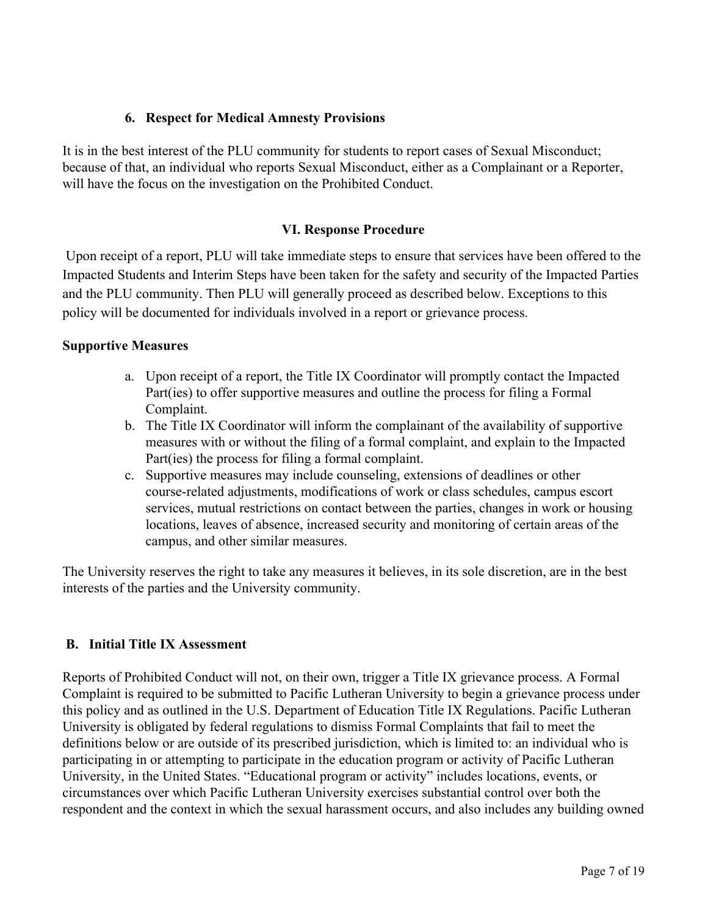### 6. Respect for Medical Amnesty Provisions

It is in the best interest of the PLU community for students to report cases of Sexual Misconduct; because of that, an individual who reports Sexual Misconduct, either as a Complainant or a Reporter, will have the focus on the investigation on the Prohibited Conduct.

## VI. Response Procedure

Upon receipt of a report, PLU will take immediate steps to ensure that services have been offered to the Impacted Students and Interim Steps have been taken for the safety and security of the Impacted Parties and the PLU community. Then PLU will generally proceed as described below. Exceptions to this policy will be documented for individuals involved in a report or grievance process.

**Supportive Measures**

a. Upon receipt of a report, the Title IX Coordinator will promptly contact the Impacted Part(ies) to offer supportive measures and outline the process for filing a Formal Complaint.
b. The Title IX Coordinator will inform the complainant of the availability of supportive measures with or without the filing of a formal complaint, and explain to the Impacted Part(ies) the process for filing a formal complaint.
c. Supportive measures may include counseling, extensions of deadlines or other course-related adjustments, modifications of work or class schedules, campus escort services, mutual restrictions on contact between the parties, changes in work or housing locations, leaves of absence, increased security and monitoring of certain areas of the campus, and other similar measures.

The University reserves the right to take any measures it believes, in its sole discretion, are in the best interests of the parties and the University community.

### B. Initial Title IX Assessment

Reports of Prohibited Conduct will not, on their own, trigger a Title IX grievance process. A Formal Complaint is required to be submitted to Pacific Lutheran University to begin a grievance process under this policy and as outlined in the U.S. Department of Education Title IX Regulations. Pacific Lutheran University is obligated by federal regulations to dismiss Formal Complaints that fail to meet the definitions below or are outside of its prescribed jurisdiction, which is limited to: an individual who is participating in or attempting to participate in the education program or activity of Pacific Lutheran University, in the United States. "Educational program or activity" includes locations, events, or circumstances over which Pacific Lutheran University exercises substantial control over both the respondent and the context in which the sexual harassment occurs, and also includes any building owned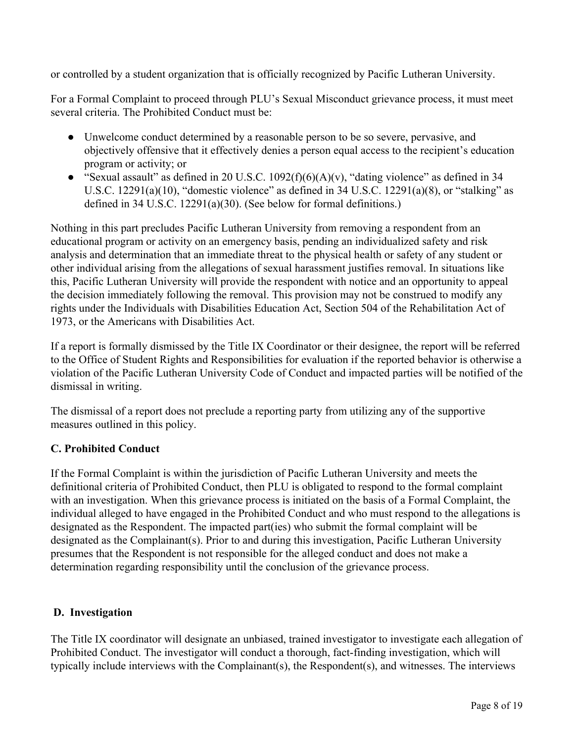or controlled by a student organization that is officially recognized by Pacific Lutheran University.

For a Formal Complaint to proceed through PLU's Sexual Misconduct grievance process, it must meet several criteria. The Prohibited Conduct must be:

- Unwelcome conduct determined by a reasonable person to be so severe, pervasive, and objectively offensive that it effectively denies a person equal access to the recipient's education program or activity; or
- "Sexual assault" as defined in 20 U.S.C. 1092(f)(6)(A)(v), "dating violence" as defined in 34 U.S.C. 12291(a)(10), "domestic violence" as defined in 34 U.S.C. 12291(a)(8), or "stalking" as defined in 34 U.S.C. 12291(a)(30). (See below for formal definitions.)

Nothing in this part precludes Pacific Lutheran University from removing a respondent from an educational program or activity on an emergency basis, pending an individualized safety and risk analysis and determination that an immediate threat to the physical health or safety of any student or other individual arising from the allegations of sexual harassment justifies removal. In situations like this, Pacific Lutheran University will provide the respondent with notice and an opportunity to appeal the decision immediately following the removal. This provision may not be construed to modify any rights under the Individuals with Disabilities Education Act, Section 504 of the Rehabilitation Act of 1973, or the Americans with Disabilities Act.

If a report is formally dismissed by the Title IX Coordinator or their designee, the report will be referred to the Office of Student Rights and Responsibilities for evaluation if the reported behavior is otherwise a violation of the Pacific Lutheran University Code of Conduct and impacted parties will be notified of the dismissal in writing.

The dismissal of a report does not preclude a reporting party from utilizing any of the supportive measures outlined in this policy.

### C. Prohibited Conduct

If the Formal Complaint is within the jurisdiction of Pacific Lutheran University and meets the definitional criteria of Prohibited Conduct, then PLU is obligated to respond to the formal complaint with an investigation. When this grievance process is initiated on the basis of a Formal Complaint, the individual alleged to have engaged in the Prohibited Conduct and who must respond to the allegations is designated as the Respondent. The impacted part(ies) who submit the formal complaint will be designated as the Complainant(s). Prior to and during this investigation, Pacific Lutheran University presumes that the Respondent is not responsible for the alleged conduct and does not make a determination regarding responsibility until the conclusion of the grievance process.

### D. Investigation

The Title IX coordinator will designate an unbiased, trained investigator to investigate each allegation of Prohibited Conduct. The investigator will conduct a thorough, fact-finding investigation, which will typically include interviews with the Complainant(s), the Respondent(s), and witnesses. The interviews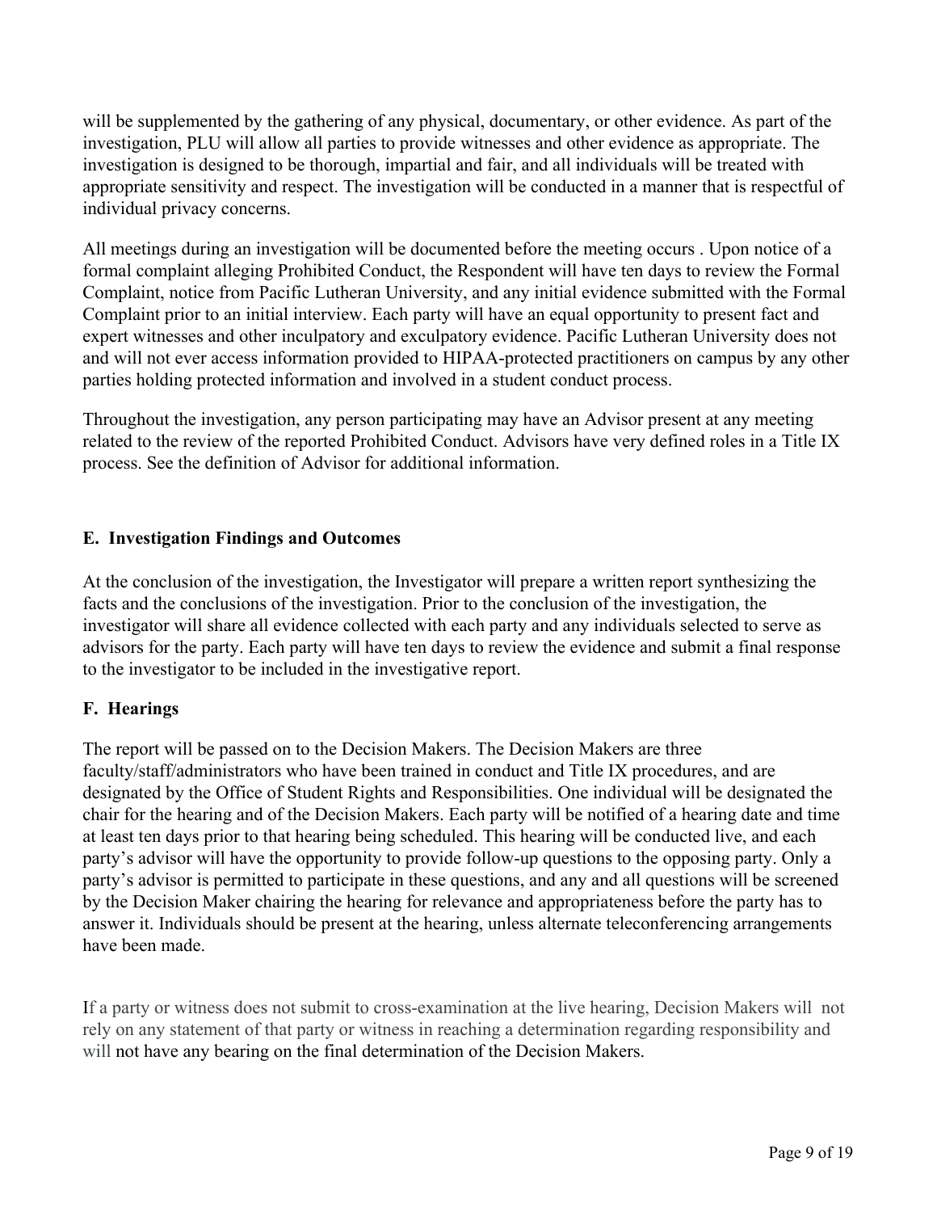will be supplemented by the gathering of any physical, documentary, or other evidence. As part of the investigation, PLU will allow all parties to provide witnesses and other evidence as appropriate. The investigation is designed to be thorough, impartial and fair, and all individuals will be treated with appropriate sensitivity and respect. The investigation will be conducted in a manner that is respectful of individual privacy concerns.

All meetings during an investigation will be documented before the meeting occurs . Upon notice of a formal complaint alleging Prohibited Conduct, the Respondent will have ten days to review the Formal Complaint, notice from Pacific Lutheran University, and any initial evidence submitted with the Formal Complaint prior to an initial interview. Each party will have an equal opportunity to present fact and expert witnesses and other inculpatory and exculpatory evidence. Pacific Lutheran University does not and will not ever access information provided to HIPAA-protected practitioners on campus by any other parties holding protected information and involved in a student conduct process.

Throughout the investigation, any person participating may have an Advisor present at any meeting related to the review of the reported Prohibited Conduct. Advisors have very defined roles in a Title IX process. See the definition of Advisor for additional information.

### E. Investigation Findings and Outcomes

At the conclusion of the investigation, the Investigator will prepare a written report synthesizing the facts and the conclusions of the investigation. Prior to the conclusion of the investigation, the investigator will share all evidence collected with each party and any individuals selected to serve as advisors for the party. Each party will have ten days to review the evidence and submit a final response to the investigator to be included in the investigative report.

### F. Hearings

The report will be passed on to the Decision Makers. The Decision Makers are three faculty/staff/administrators who have been trained in conduct and Title IX procedures, and are designated by the Office of Student Rights and Responsibilities. One individual will be designated the chair for the hearing and of the Decision Makers. Each party will be notified of a hearing date and time at least ten days prior to that hearing being scheduled. This hearing will be conducted live, and each party's advisor will have the opportunity to provide follow-up questions to the opposing party. Only a party's advisor is permitted to participate in these questions, and any and all questions will be screened by the Decision Maker chairing the hearing for relevance and appropriateness before the party has to answer it. Individuals should be present at the hearing, unless alternate teleconferencing arrangements have been made.

If a party or witness does not submit to cross-examination at the live hearing, Decision Makers will not rely on any statement of that party or witness in reaching a determination regarding responsibility and will not have any bearing on the final determination of the Decision Makers.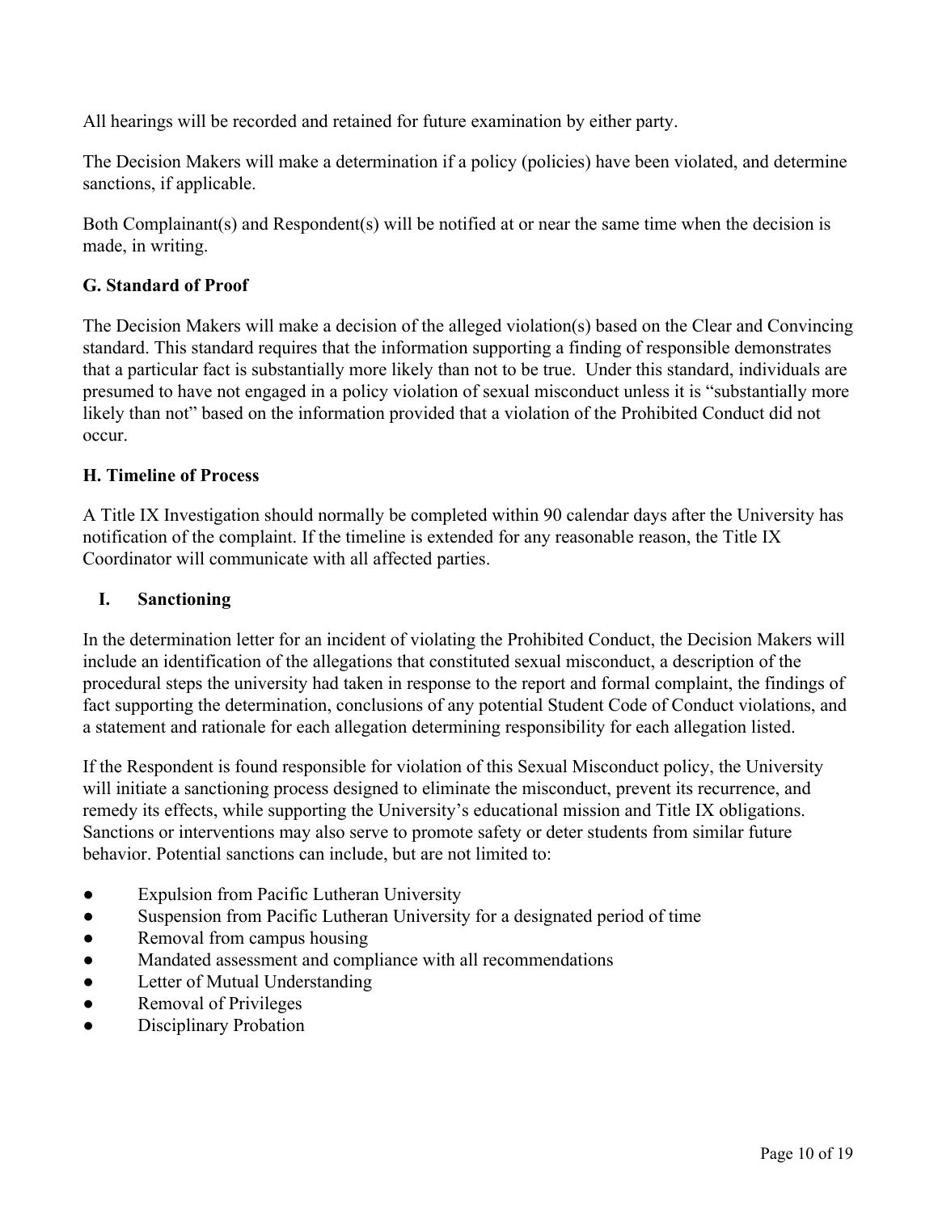All hearings will be recorded and retained for future examination by either party.

The Decision Makers will make a determination if a policy (policies) have been violated, and determine sanctions, if applicable.

Both Complainant(s) and Respondent(s) will be notified at or near the same time when the decision is made, in writing.

### G. Standard of Proof

The Decision Makers will make a decision of the alleged violation(s) based on the Clear and Convincing standard. This standard requires that the information supporting a finding of responsible demonstrates that a particular fact is substantially more likely than not to be true. Under this standard, individuals are presumed to have not engaged in a policy violation of sexual misconduct unless it is "substantially more likely than not" based on the information provided that a violation of the Prohibited Conduct did not occur.

### H. Timeline of Process

A Title IX Investigation should normally be completed within 90 calendar days after the University has notification of the complaint. If the timeline is extended for any reasonable reason, the Title IX Coordinator will communicate with all affected parties.

### I. Sanctioning

In the determination letter for an incident of violating the Prohibited Conduct, the Decision Makers will include an identification of the allegations that constituted sexual misconduct, a description of the procedural steps the university had taken in response to the report and formal complaint, the findings of fact supporting the determination, conclusions of any potential Student Code of Conduct violations, and a statement and rationale for each allegation determining responsibility for each allegation listed.

If the Respondent is found responsible for violation of this Sexual Misconduct policy, the University will initiate a sanctioning process designed to eliminate the misconduct, prevent its recurrence, and remedy its effects, while supporting the University's educational mission and Title IX obligations. Sanctions or interventions may also serve to promote safety or deter students from similar future behavior. Potential sanctions can include, but are not limited to:

- Expulsion from Pacific Lutheran University
- Suspension from Pacific Lutheran University for a designated period of time
- Removal from campus housing
- Mandated assessment and compliance with all recommendations
- Letter of Mutual Understanding
- Removal of Privileges
- Disciplinary Probation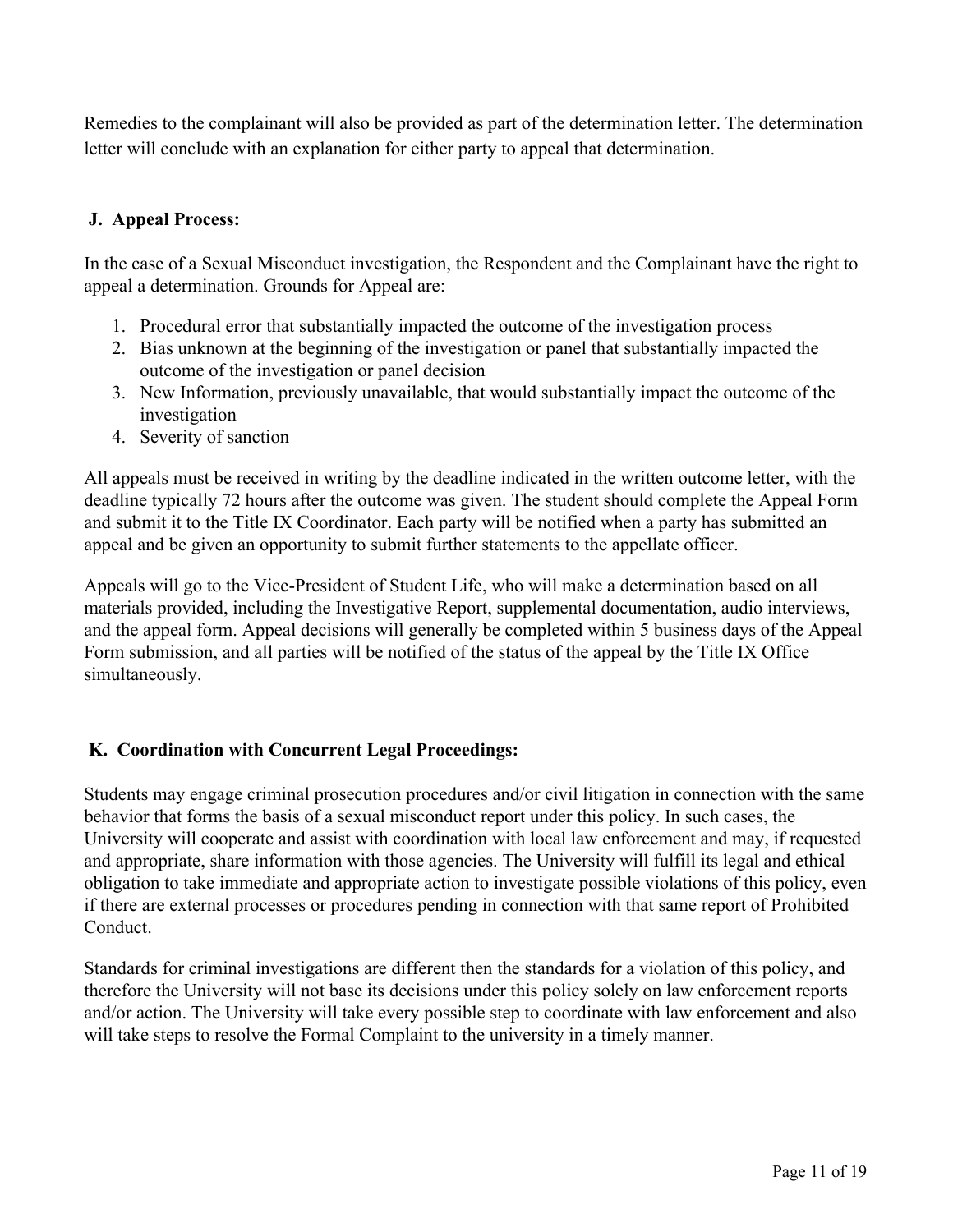Remedies to the complainant will also be provided as part of the determination letter. The determination letter will conclude with an explanation for either party to appeal that determination.

### J. Appeal Process:

In the case of a Sexual Misconduct investigation, the Respondent and the Complainant have the right to appeal a determination. Grounds for Appeal are:

1. Procedural error that substantially impacted the outcome of the investigation process
2. Bias unknown at the beginning of the investigation or panel that substantially impacted the outcome of the investigation or panel decision
3. New Information, previously unavailable, that would substantially impact the outcome of the investigation
4. Severity of sanction

All appeals must be received in writing by the deadline indicated in the written outcome letter, with the deadline typically 72 hours after the outcome was given. The student should complete the Appeal Form and submit it to the Title IX Coordinator. Each party will be notified when a party has submitted an appeal and be given an opportunity to submit further statements to the appellate officer.

Appeals will go to the Vice-President of Student Life, who will make a determination based on all materials provided, including the Investigative Report, supplemental documentation, audio interviews, and the appeal form. Appeal decisions will generally be completed within 5 business days of the Appeal Form submission, and all parties will be notified of the status of the appeal by the Title IX Office simultaneously.

### K. Coordination with Concurrent Legal Proceedings:

Students may engage criminal prosecution procedures and/or civil litigation in connection with the same behavior that forms the basis of a sexual misconduct report under this policy. In such cases, the University will cooperate and assist with coordination with local law enforcement and may, if requested and appropriate, share information with those agencies. The University will fulfill its legal and ethical obligation to take immediate and appropriate action to investigate possible violations of this policy, even if there are external processes or procedures pending in connection with that same report of Prohibited Conduct.

Standards for criminal investigations are different then the standards for a violation of this policy, and therefore the University will not base its decisions under this policy solely on law enforcement reports and/or action. The University will take every possible step to coordinate with law enforcement and also will take steps to resolve the Formal Complaint to the university in a timely manner.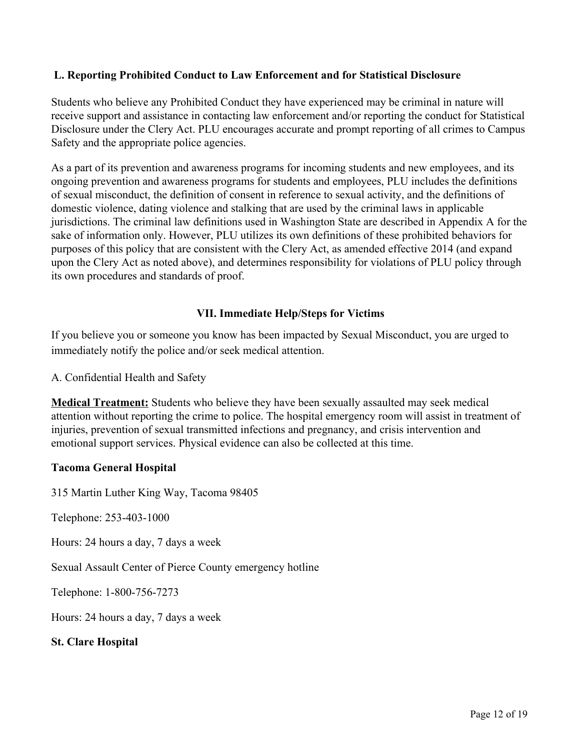### L. Reporting Prohibited Conduct to Law Enforcement and for Statistical Disclosure

Students who believe any Prohibited Conduct they have experienced may be criminal in nature will receive support and assistance in contacting law enforcement and/or reporting the conduct for Statistical Disclosure under the Clery Act. PLU encourages accurate and prompt reporting of all crimes to Campus Safety and the appropriate police agencies.

As a part of its prevention and awareness programs for incoming students and new employees, and its ongoing prevention and awareness programs for students and employees, PLU includes the definitions of sexual misconduct, the definition of consent in reference to sexual activity, and the definitions of domestic violence, dating violence and stalking that are used by the criminal laws in applicable jurisdictions. The criminal law definitions used in Washington State are described in Appendix A for the sake of information only. However, PLU utilizes its own definitions of these prohibited behaviors for purposes of this policy that are consistent with the Clery Act, as amended effective 2014 (and expand upon the Clery Act as noted above), and determines responsibility for violations of PLU policy through its own procedures and standards of proof.

## VII. Immediate Help/Steps for Victims

If you believe you or someone you know has been impacted by Sexual Misconduct, you are urged to immediately notify the police and/or seek medical attention.

A. Confidential Health and Safety

**Medical Treatment:** Students who believe they have been sexually assaulted may seek medical attention without reporting the crime to police. The hospital emergency room will assist in treatment of injuries, prevention of sexual transmitted infections and pregnancy, and crisis intervention and emotional support services. Physical evidence can also be collected at this time.

**Tacoma General Hospital**

315 Martin Luther King Way, Tacoma 98405

Telephone: 253-403-1000

Hours: 24 hours a day, 7 days a week

Sexual Assault Center of Pierce County emergency hotline

Telephone: 1-800-756-7273

Hours: 24 hours a day, 7 days a week

**St. Clare Hospital**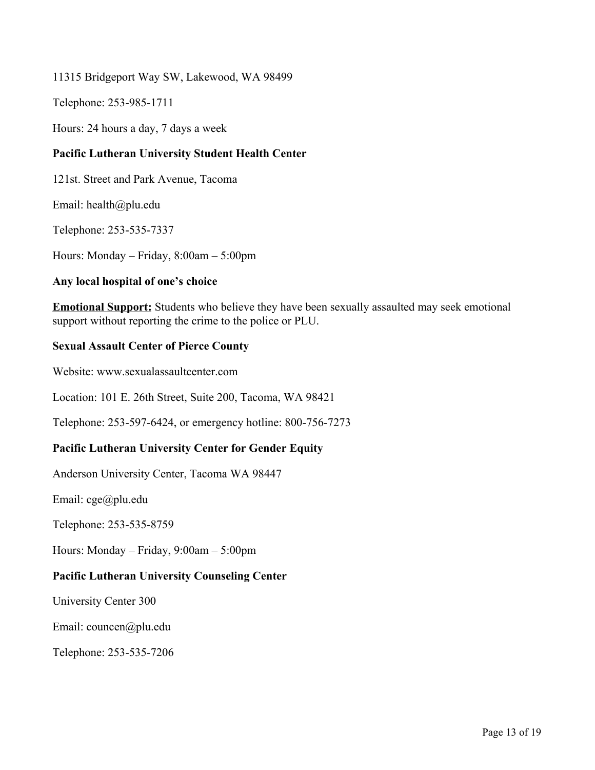11315 Bridgeport Way SW, Lakewood, WA 98499

Telephone: 253-985-1711

Hours: 24 hours a day, 7 days a week

**Pacific Lutheran University Student Health Center**

121st. Street and Park Avenue, Tacoma

Email: health@plu.edu

Telephone: 253-535-7337

Hours: Monday – Friday, 8:00am – 5:00pm

**Any local hospital of one's choice**

**Emotional Support:** Students who believe they have been sexually assaulted may seek emotional support without reporting the crime to the police or PLU.

**Sexual Assault Center of Pierce County**

Website: www.sexualassaultcenter.com

Location: 101 E. 26th Street, Suite 200, Tacoma, WA 98421

Telephone: 253-597-6424, or emergency hotline: 800-756-7273

**Pacific Lutheran University Center for Gender Equity**

Anderson University Center, Tacoma WA 98447

Email: cge@plu.edu

Telephone: 253-535-8759

Hours: Monday – Friday, 9:00am – 5:00pm

**Pacific Lutheran University Counseling Center**

University Center 300

Email: councen@plu.edu

Telephone: 253-535-7206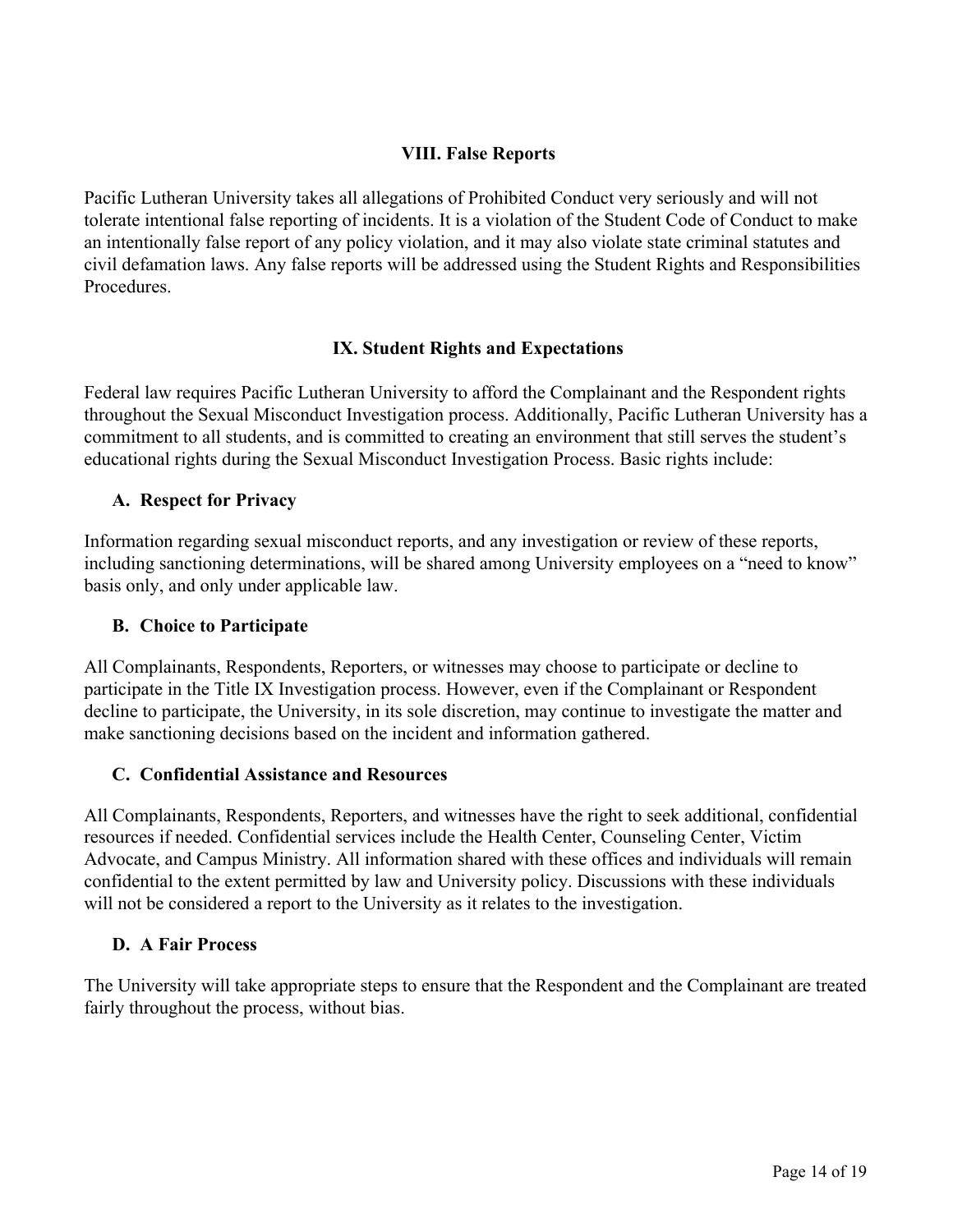## VIII. False Reports

Pacific Lutheran University takes all allegations of Prohibited Conduct very seriously and will not tolerate intentional false reporting of incidents. It is a violation of the Student Code of Conduct to make an intentionally false report of any policy violation, and it may also violate state criminal statutes and civil defamation laws. Any false reports will be addressed using the Student Rights and Responsibilities Procedures.

## IX. Student Rights and Expectations

Federal law requires Pacific Lutheran University to afford the Complainant and the Respondent rights throughout the Sexual Misconduct Investigation process. Additionally, Pacific Lutheran University has a commitment to all students, and is committed to creating an environment that still serves the student's educational rights during the Sexual Misconduct Investigation Process. Basic rights include:

### A. Respect for Privacy

Information regarding sexual misconduct reports, and any investigation or review of these reports, including sanctioning determinations, will be shared among University employees on a "need to know" basis only, and only under applicable law.

### B. Choice to Participate

All Complainants, Respondents, Reporters, or witnesses may choose to participate or decline to participate in the Title IX Investigation process. However, even if the Complainant or Respondent decline to participate, the University, in its sole discretion, may continue to investigate the matter and make sanctioning decisions based on the incident and information gathered.

### C. Confidential Assistance and Resources

All Complainants, Respondents, Reporters, and witnesses have the right to seek additional, confidential resources if needed. Confidential services include the Health Center, Counseling Center, Victim Advocate, and Campus Ministry. All information shared with these offices and individuals will remain confidential to the extent permitted by law and University policy. Discussions with these individuals will not be considered a report to the University as it relates to the investigation.

### D. A Fair Process

The University will take appropriate steps to ensure that the Respondent and the Complainant are treated fairly throughout the process, without bias.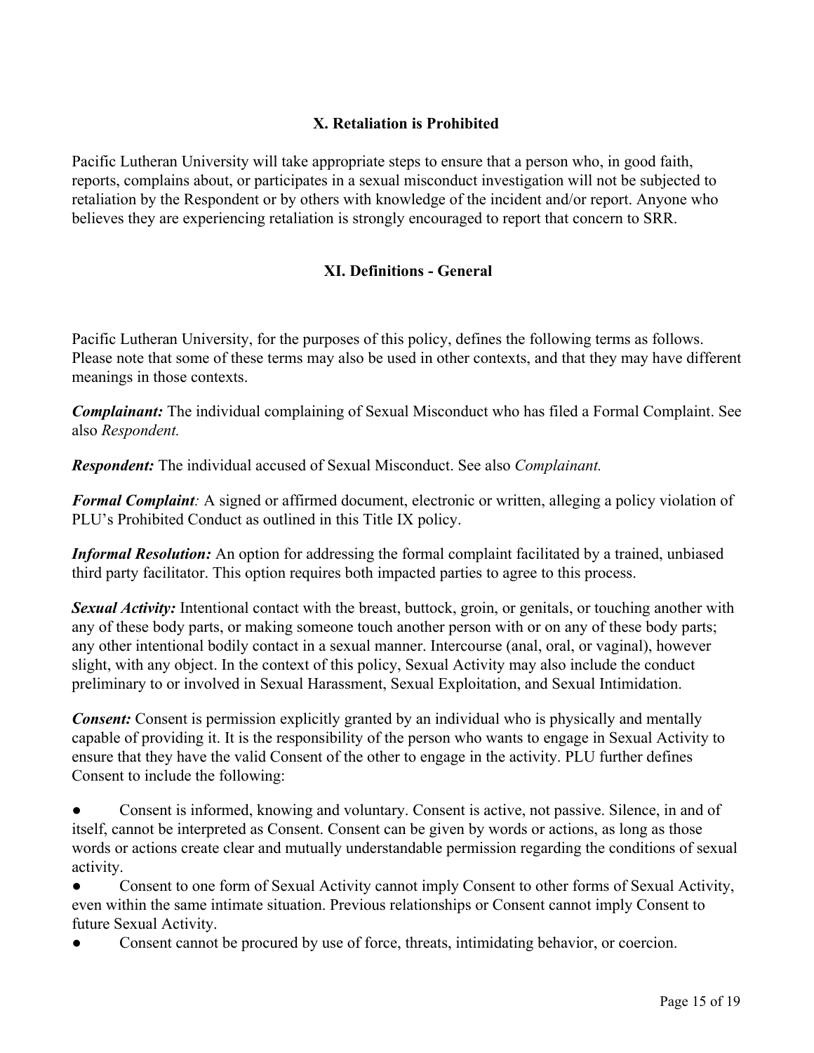### X. Retaliation is Prohibited

Pacific Lutheran University will take appropriate steps to ensure that a person who, in good faith, reports, complains about, or participates in a sexual misconduct investigation will not be subjected to retaliation by the Respondent or by others with knowledge of the incident and/or report. Anyone who believes they are experiencing retaliation is strongly encouraged to report that concern to SRR.

### XI. Definitions - General

Pacific Lutheran University, for the purposes of this policy, defines the following terms as follows. Please note that some of these terms may also be used in other contexts, and that they may have different meanings in those contexts.

***Complainant:*** The individual complaining of Sexual Misconduct who has filed a Formal Complaint. See also *Respondent.*

***Respondent:*** The individual accused of Sexual Misconduct. See also *Complainant.*

***Formal Complaint**:* A signed or affirmed document, electronic or written, alleging a policy violation of PLU's Prohibited Conduct as outlined in this Title IX policy.

***Informal Resolution:*** An option for addressing the formal complaint facilitated by a trained, unbiased third party facilitator. This option requires both impacted parties to agree to this process.

***Sexual Activity:*** Intentional contact with the breast, buttock, groin, or genitals, or touching another with any of these body parts, or making someone touch another person with or on any of these body parts; any other intentional bodily contact in a sexual manner. Intercourse (anal, oral, or vaginal), however slight, with any object. In the context of this policy, Sexual Activity may also include the conduct preliminary to or involved in Sexual Harassment, Sexual Exploitation, and Sexual Intimidation.

***Consent:*** Consent is permission explicitly granted by an individual who is physically and mentally capable of providing it. It is the responsibility of the person who wants to engage in Sexual Activity to ensure that they have the valid Consent of the other to engage in the activity. PLU further defines Consent to include the following:

- Consent is informed, knowing and voluntary. Consent is active, not passive. Silence, in and of itself, cannot be interpreted as Consent. Consent can be given by words or actions, as long as those words or actions create clear and mutually understandable permission regarding the conditions of sexual activity.
- Consent to one form of Sexual Activity cannot imply Consent to other forms of Sexual Activity, even within the same intimate situation. Previous relationships or Consent cannot imply Consent to future Sexual Activity.
- Consent cannot be procured by use of force, threats, intimidating behavior, or coercion.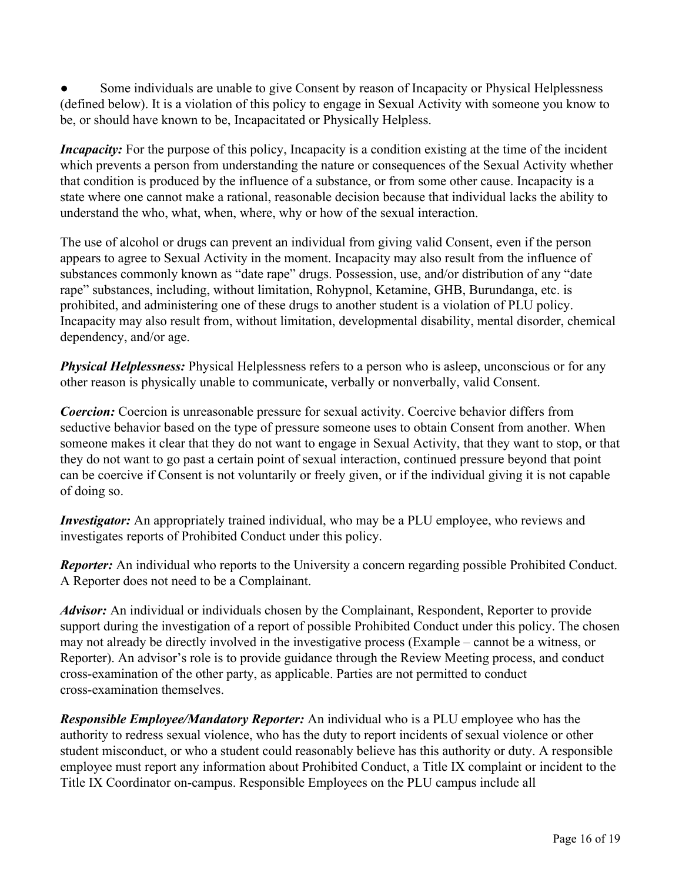- Some individuals are unable to give Consent by reason of Incapacity or Physical Helplessness (defined below). It is a violation of this policy to engage in Sexual Activity with someone you know to be, or should have known to be, Incapacitated or Physically Helpless.

***Incapacity:*** For the purpose of this policy, Incapacity is a condition existing at the time of the incident which prevents a person from understanding the nature or consequences of the Sexual Activity whether that condition is produced by the influence of a substance, or from some other cause. Incapacity is a state where one cannot make a rational, reasonable decision because that individual lacks the ability to understand the who, what, when, where, why or how of the sexual interaction.

The use of alcohol or drugs can prevent an individual from giving valid Consent, even if the person appears to agree to Sexual Activity in the moment. Incapacity may also result from the influence of substances commonly known as "date rape" drugs. Possession, use, and/or distribution of any "date rape" substances, including, without limitation, Rohypnol, Ketamine, GHB, Burundanga, etc. is prohibited, and administering one of these drugs to another student is a violation of PLU policy. Incapacity may also result from, without limitation, developmental disability, mental disorder, chemical dependency, and/or age.

***Physical Helplessness:*** Physical Helplessness refers to a person who is asleep, unconscious or for any other reason is physically unable to communicate, verbally or nonverbally, valid Consent.

***Coercion:*** Coercion is unreasonable pressure for sexual activity. Coercive behavior differs from seductive behavior based on the type of pressure someone uses to obtain Consent from another. When someone makes it clear that they do not want to engage in Sexual Activity, that they want to stop, or that they do not want to go past a certain point of sexual interaction, continued pressure beyond that point can be coercive if Consent is not voluntarily or freely given, or if the individual giving it is not capable of doing so.

***Investigator:*** An appropriately trained individual, who may be a PLU employee, who reviews and investigates reports of Prohibited Conduct under this policy.

***Reporter:*** An individual who reports to the University a concern regarding possible Prohibited Conduct. A Reporter does not need to be a Complainant.

***Advisor:*** An individual or individuals chosen by the Complainant, Respondent, Reporter to provide support during the investigation of a report of possible Prohibited Conduct under this policy. The chosen may not already be directly involved in the investigative process (Example – cannot be a witness, or Reporter). An advisor's role is to provide guidance through the Review Meeting process, and conduct cross-examination of the other party, as applicable. Parties are not permitted to conduct cross-examination themselves.

***Responsible Employee/Mandatory Reporter:*** An individual who is a PLU employee who has the authority to redress sexual violence, who has the duty to report incidents of sexual violence or other student misconduct, or who a student could reasonably believe has this authority or duty. A responsible employee must report any information about Prohibited Conduct, a Title IX complaint or incident to the Title IX Coordinator on-campus. Responsible Employees on the PLU campus include all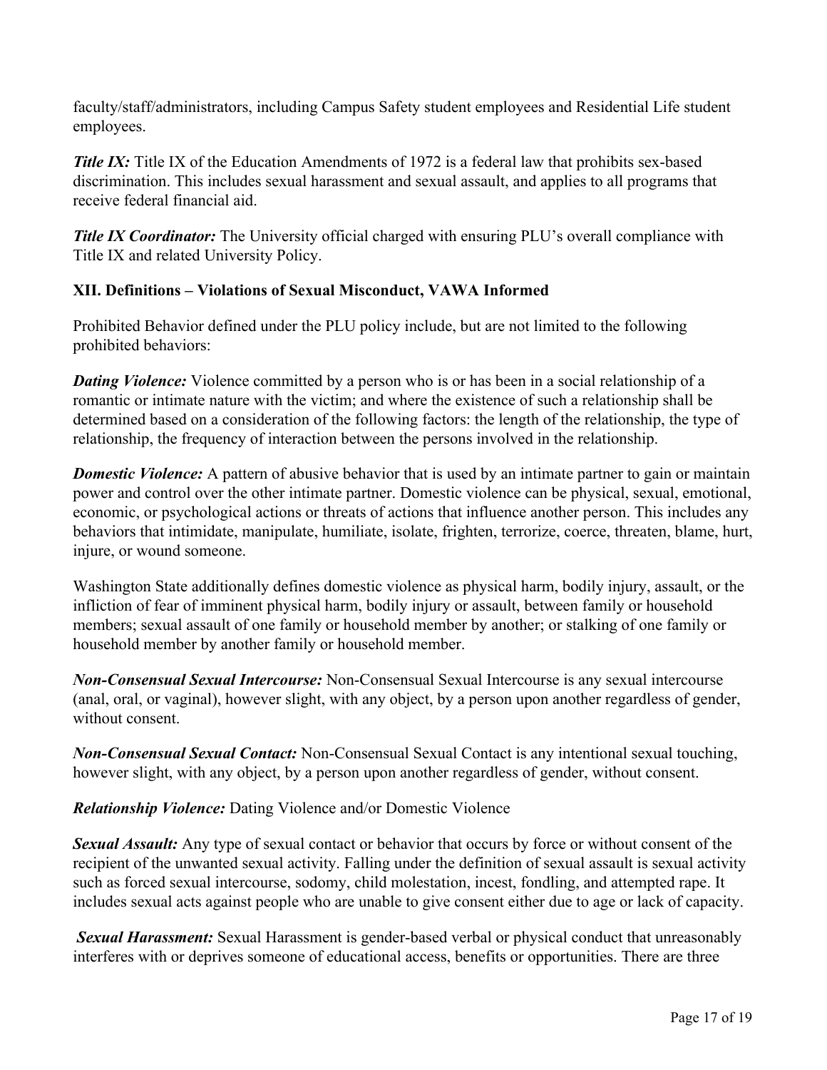faculty/staff/administrators, including Campus Safety student employees and Residential Life student employees.

***Title IX:*** Title IX of the Education Amendments of 1972 is a federal law that prohibits sex-based discrimination. This includes sexual harassment and sexual assault, and applies to all programs that receive federal financial aid.

***Title IX Coordinator:*** The University official charged with ensuring PLU's overall compliance with Title IX and related University Policy.

**XII. Definitions – Violations of Sexual Misconduct, VAWA Informed**

Prohibited Behavior defined under the PLU policy include, but are not limited to the following prohibited behaviors:

***Dating Violence:*** Violence committed by a person who is or has been in a social relationship of a romantic or intimate nature with the victim; and where the existence of such a relationship shall be determined based on a consideration of the following factors: the length of the relationship, the type of relationship, the frequency of interaction between the persons involved in the relationship.

***Domestic Violence:*** A pattern of abusive behavior that is used by an intimate partner to gain or maintain power and control over the other intimate partner. Domestic violence can be physical, sexual, emotional, economic, or psychological actions or threats of actions that influence another person. This includes any behaviors that intimidate, manipulate, humiliate, isolate, frighten, terrorize, coerce, threaten, blame, hurt, injure, or wound someone.

Washington State additionally defines domestic violence as physical harm, bodily injury, assault, or the infliction of fear of imminent physical harm, bodily injury or assault, between family or household members; sexual assault of one family or household member by another; or stalking of one family or household member by another family or household member.

***Non-Consensual Sexual Intercourse:*** Non-Consensual Sexual Intercourse is any sexual intercourse (anal, oral, or vaginal), however slight, with any object, by a person upon another regardless of gender, without consent.

***Non-Consensual Sexual Contact:*** Non-Consensual Sexual Contact is any intentional sexual touching, however slight, with any object, by a person upon another regardless of gender, without consent.

***Relationship Violence:*** Dating Violence and/or Domestic Violence

***Sexual Assault:*** Any type of sexual contact or behavior that occurs by force or without consent of the recipient of the unwanted sexual activity. Falling under the definition of sexual assault is sexual activity such as forced sexual intercourse, sodomy, child molestation, incest, fondling, and attempted rape. It includes sexual acts against people who are unable to give consent either due to age or lack of capacity.

***Sexual Harassment:*** Sexual Harassment is gender-based verbal or physical conduct that unreasonably interferes with or deprives someone of educational access, benefits or opportunities. There are three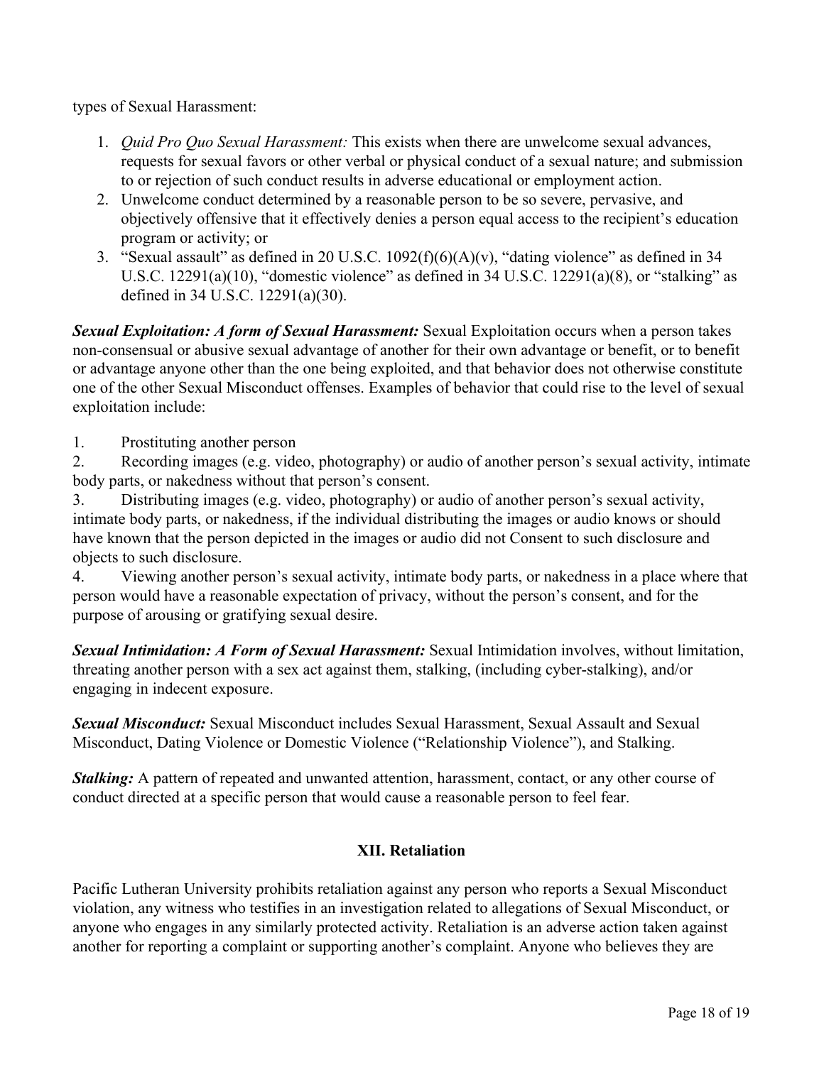types of Sexual Harassment:

1. *Quid Pro Quo Sexual Harassment:* This exists when there are unwelcome sexual advances, requests for sexual favors or other verbal or physical conduct of a sexual nature; and submission to or rejection of such conduct results in adverse educational or employment action.
2. Unwelcome conduct determined by a reasonable person to be so severe, pervasive, and objectively offensive that it effectively denies a person equal access to the recipient's education program or activity; or
3. "Sexual assault" as defined in 20 U.S.C. 1092(f)(6)(A)(v), "dating violence" as defined in 34 U.S.C. 12291(a)(10), "domestic violence" as defined in 34 U.S.C. 12291(a)(8), or "stalking" as defined in 34 U.S.C. 12291(a)(30).

***Sexual Exploitation: A form of Sexual Harassment:*** Sexual Exploitation occurs when a person takes non-consensual or abusive sexual advantage of another for their own advantage or benefit, or to benefit or advantage anyone other than the one being exploited, and that behavior does not otherwise constitute one of the other Sexual Misconduct offenses. Examples of behavior that could rise to the level of sexual exploitation include:

1. Prostituting another person
2. Recording images (e.g. video, photography) or audio of another person's sexual activity, intimate body parts, or nakedness without that person's consent.
3. Distributing images (e.g. video, photography) or audio of another person's sexual activity, intimate body parts, or nakedness, if the individual distributing the images or audio knows or should have known that the person depicted in the images or audio did not Consent to such disclosure and objects to such disclosure.
4. Viewing another person's sexual activity, intimate body parts, or nakedness in a place where that person would have a reasonable expectation of privacy, without the person's consent, and for the purpose of arousing or gratifying sexual desire.

***Sexual Intimidation: A Form of Sexual Harassment:*** Sexual Intimidation involves, without limitation, threating another person with a sex act against them, stalking, (including cyber-stalking), and/or engaging in indecent exposure.

***Sexual Misconduct:*** Sexual Misconduct includes Sexual Harassment, Sexual Assault and Sexual Misconduct, Dating Violence or Domestic Violence ("Relationship Violence"), and Stalking.

***Stalking:*** A pattern of repeated and unwanted attention, harassment, contact, or any other course of conduct directed at a specific person that would cause a reasonable person to feel fear.

## XII. Retaliation

Pacific Lutheran University prohibits retaliation against any person who reports a Sexual Misconduct violation, any witness who testifies in an investigation related to allegations of Sexual Misconduct, or anyone who engages in any similarly protected activity. Retaliation is an adverse action taken against another for reporting a complaint or supporting another's complaint. Anyone who believes they are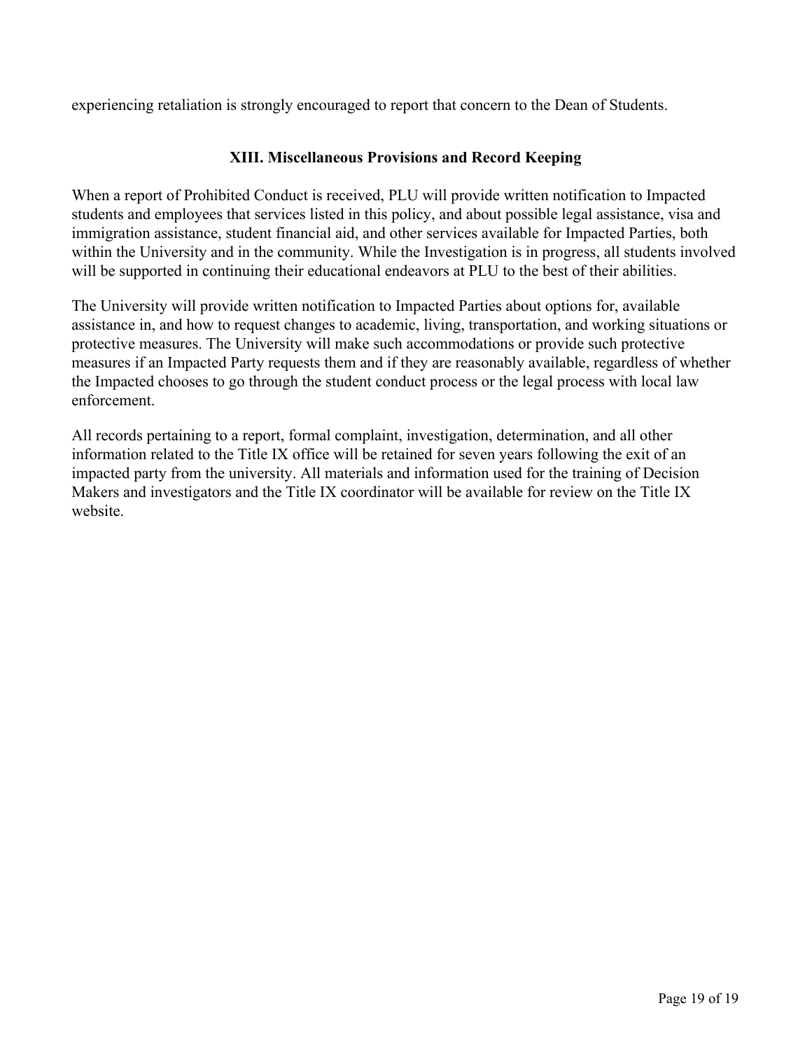experiencing retaliation is strongly encouraged to report that concern to the Dean of Students.

## XIII. Miscellaneous Provisions and Record Keeping

When a report of Prohibited Conduct is received, PLU will provide written notification to Impacted students and employees that services listed in this policy, and about possible legal assistance, visa and immigration assistance, student financial aid, and other services available for Impacted Parties, both within the University and in the community. While the Investigation is in progress, all students involved will be supported in continuing their educational endeavors at PLU to the best of their abilities.

The University will provide written notification to Impacted Parties about options for, available assistance in, and how to request changes to academic, living, transportation, and working situations or protective measures. The University will make such accommodations or provide such protective measures if an Impacted Party requests them and if they are reasonably available, regardless of whether the Impacted chooses to go through the student conduct process or the legal process with local law enforcement.

All records pertaining to a report, formal complaint, investigation, determination, and all other information related to the Title IX office will be retained for seven years following the exit of an impacted party from the university. All materials and information used for the training of Decision Makers and investigators and the Title IX coordinator will be available for review on the Title IX website.